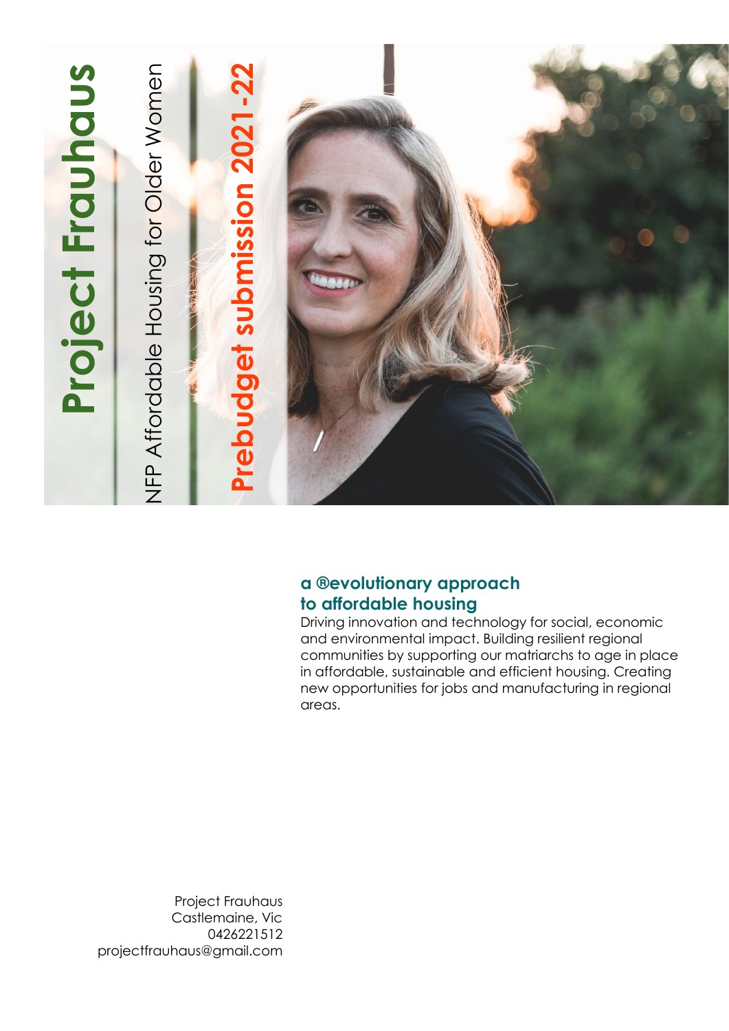# Project Frauhaus

NFP Affordable Housing for Older Women

**Prebudget submission 2021-22**

## a ®evolutionary approach to affordable housing

Driving innovation and technology for social, economic and environmental impact. Building resilient regional communities by supporting our matriarchs to age in place in affordable, sustainable and efficient housing. Creating new opportunities for jobs and manufacturing in regional areas.

Project Frauhaus
Castlemaine, Vic
0426221512
projectfrauhaus@gmail.com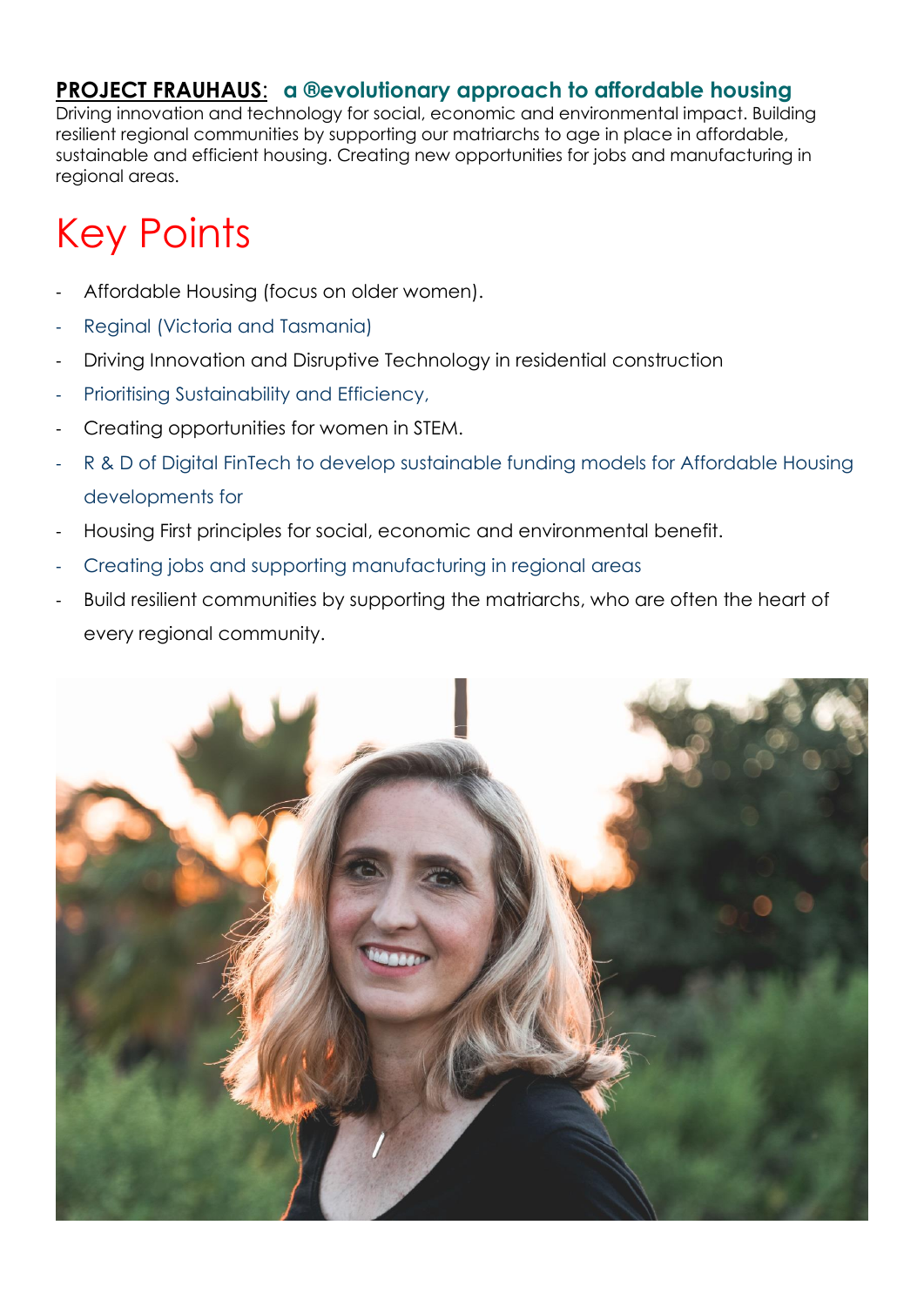**PROJECT FRAUHAUS**: **a ®evolutionary approach to affordable housing**
Driving innovation and technology for social, economic and environmental impact. Building resilient regional communities by supporting our matriarchs to age in place in affordable, sustainable and efficient housing. Creating new opportunities for jobs and manufacturing in regional areas.

# Key Points

- Affordable Housing (focus on older women).
- Reginal (Victoria and Tasmania)
- Driving Innovation and Disruptive Technology in residential construction
- Prioritising Sustainability and Efficiency,
- Creating opportunities for women in STEM.
- R & D of Digital FinTech to develop sustainable funding models for Affordable Housing developments for
- Housing First principles for social, economic and environmental benefit.
- Creating jobs and supporting manufacturing in regional areas
- Build resilient communities by supporting the matriarchs, who are often the heart of every regional community.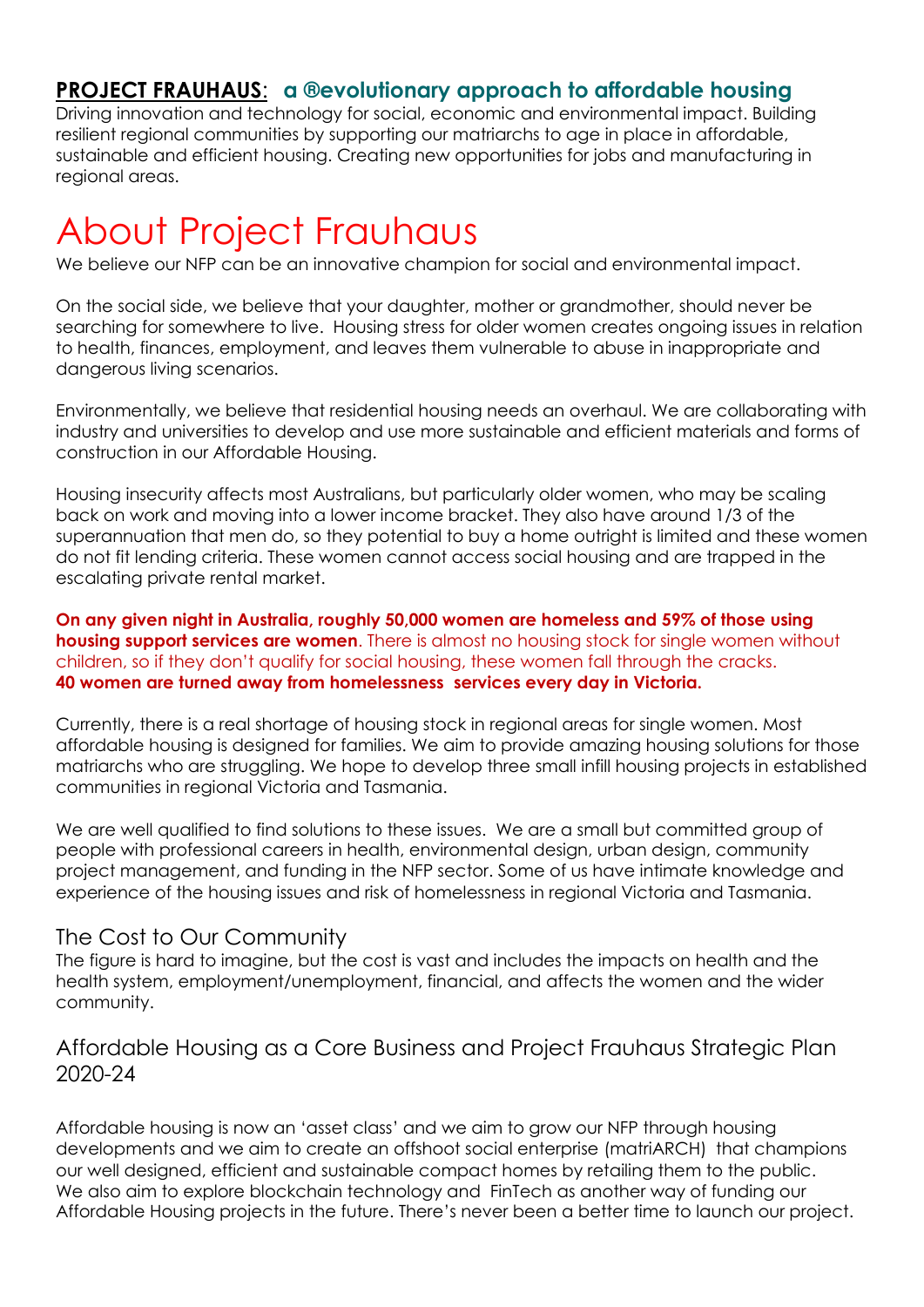## **PROJECT FRAUHAUS**: **a ®evolutionary approach to affordable housing**

Driving innovation and technology for social, economic and environmental impact. Building resilient regional communities by supporting our matriarchs to age in place in affordable, sustainable and efficient housing. Creating new opportunities for jobs and manufacturing in regional areas.

# About Project Frauhaus

We believe our NFP can be an innovative champion for social and environmental impact.

On the social side, we believe that your daughter, mother or grandmother, should never be searching for somewhere to live. Housing stress for older women creates ongoing issues in relation to health, finances, employment, and leaves them vulnerable to abuse in inappropriate and dangerous living scenarios.

Environmentally, we believe that residential housing needs an overhaul. We are collaborating with industry and universities to develop and use more sustainable and efficient materials and forms of construction in our Affordable Housing.

Housing insecurity affects most Australians, but particularly older women, who may be scaling back on work and moving into a lower income bracket. They also have around 1/3 of the superannuation that men do, so they potential to buy a home outright is limited and these women do not fit lending criteria. These women cannot access social housing and are trapped in the escalating private rental market.

**On any given night in Australia, roughly 50,000 women are homeless and 59% of those using housing support services are women**. There is almost no housing stock for single women without children, so if they don't qualify for social housing, these women fall through the cracks.
**40 women are turned away from homelessness services every day in Victoria.**

Currently, there is a real shortage of housing stock in regional areas for single women. Most affordable housing is designed for families. We aim to provide amazing housing solutions for those matriarchs who are struggling. We hope to develop three small infill housing projects in established communities in regional Victoria and Tasmania.

We are well qualified to find solutions to these issues. We are a small but committed group of people with professional careers in health, environmental design, urban design, community project management, and funding in the NFP sector. Some of us have intimate knowledge and experience of the housing issues and risk of homelessness in regional Victoria and Tasmania.

## The Cost to Our Community

The figure is hard to imagine, but the cost is vast and includes the impacts on health and the health system, employment/unemployment, financial, and affects the women and the wider community.

## Affordable Housing as a Core Business and Project Frauhaus Strategic Plan 2020-24

Affordable housing is now an 'asset class' and we aim to grow our NFP through housing developments and we aim to create an offshoot social enterprise (matriARCH) that champions our well designed, efficient and sustainable compact homes by retailing them to the public. We also aim to explore blockchain technology and FinTech as another way of funding our Affordable Housing projects in the future. There's never been a better time to launch our project.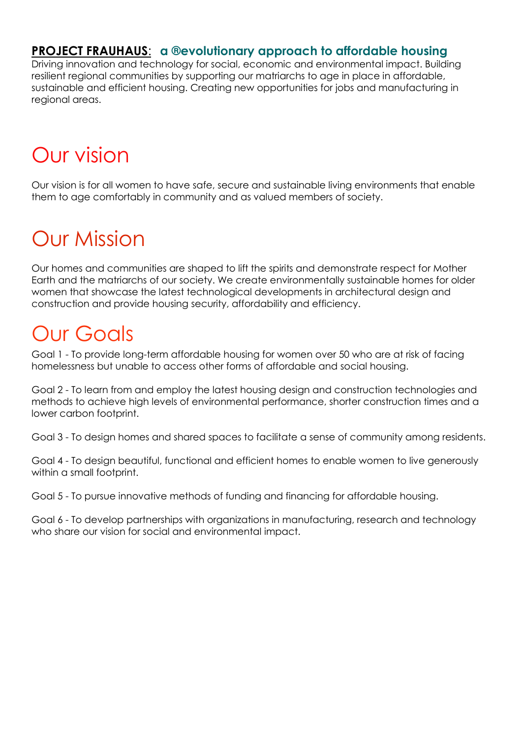**PROJECT FRAUHAUS**: **a ®evolutionary approach to affordable housing**

Driving innovation and technology for social, economic and environmental impact. Building resilient regional communities by supporting our matriarchs to age in place in affordable, sustainable and efficient housing. Creating new opportunities for jobs and manufacturing in regional areas.

# Our vision

Our vision is for all women to have safe, secure and sustainable living environments that enable them to age comfortably in community and as valued members of society.

# Our Mission

Our homes and communities are shaped to lift the spirits and demonstrate respect for Mother Earth and the matriarchs of our society. We create environmentally sustainable homes for older women that showcase the latest technological developments in architectural design and construction and provide housing security, affordability and efficiency.

# Our Goals

Goal 1 - To provide long-term affordable housing for women over 50 who are at risk of facing homelessness but unable to access other forms of affordable and social housing.

Goal 2 - To learn from and employ the latest housing design and construction technologies and methods to achieve high levels of environmental performance, shorter construction times and a lower carbon footprint.

Goal 3 - To design homes and shared spaces to facilitate a sense of community among residents.

Goal 4 - To design beautiful, functional and efficient homes to enable women to live generously within a small footprint.

Goal 5 - To pursue innovative methods of funding and financing for affordable housing.

Goal 6 - To develop partnerships with organizations in manufacturing, research and technology who share our vision for social and environmental impact.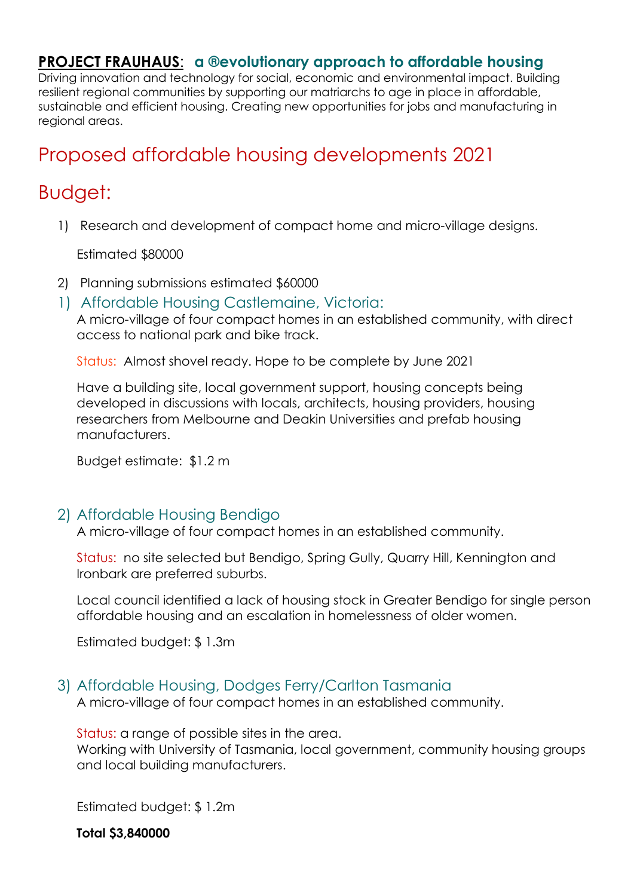**PROJECT FRAUHAUS**: **a ®evolutionary approach to affordable housing**

Driving innovation and technology for social, economic and environmental impact. Building resilient regional communities by supporting our matriarchs to age in place in affordable, sustainable and efficient housing. Creating new opportunities for jobs and manufacturing in regional areas.

# Proposed affordable housing developments 2021

# Budget:

1) Research and development of compact home and micro-village designs.

   Estimated $80000

2) Planning submissions estimated $60000

## 1) Affordable Housing Castlemaine, Victoria:

A micro-village of four compact homes in an established community, with direct access to national park and bike track.

Status: Almost shovel ready. Hope to be complete by June 2021

Have a building site, local government support, housing concepts being developed in discussions with locals, architects, housing providers, housing researchers from Melbourne and Deakin Universities and prefab housing manufacturers.

Budget estimate: $1.2 m

## 2) Affordable Housing Bendigo

A micro-village of four compact homes in an established community.

Status: no site selected but Bendigo, Spring Gully, Quarry Hill, Kennington and Ironbark are preferred suburbs.

Local council identified a lack of housing stock in Greater Bendigo for single person affordable housing and an escalation in homelessness of older women.

Estimated budget: $ 1.3m

## 3) Affordable Housing, Dodges Ferry/Carlton Tasmania

A micro-village of four compact homes in an established community.

Status: a range of possible sites in the area.
Working with University of Tasmania, local government, community housing groups and local building manufacturers.

Estimated budget: $ 1.2m

**Total $3,840000**